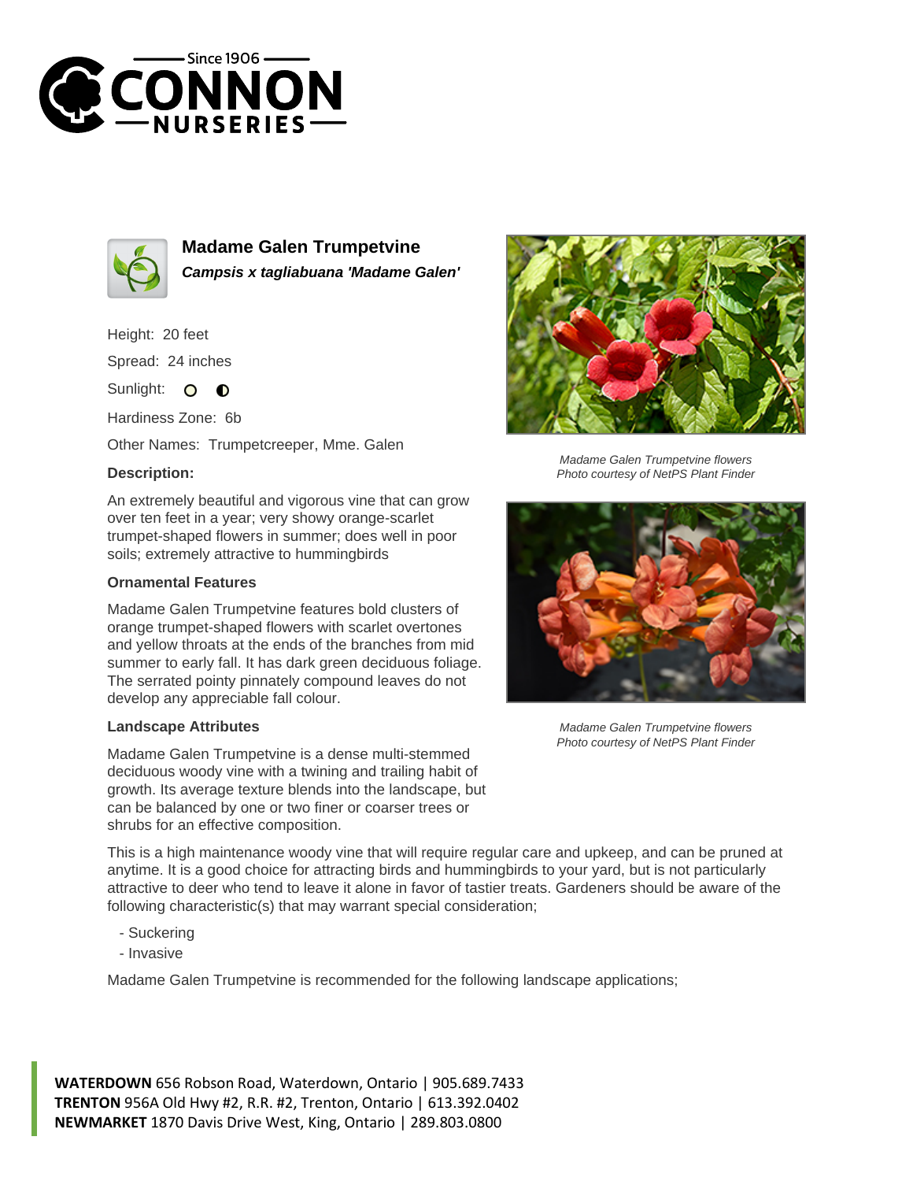# Madame Galen Trumpetvine

***Campsis x tagliabuana 'Madame Galen'***

Height: 20 feet

Spread: 24 inches

Sunlight:

Hardiness Zone: 6b

Other Names: Trumpetcreeper, Mme. Galen

### Description:

An extremely beautiful and vigorous vine that can grow over ten feet in a year; very showy orange-scarlet trumpet-shaped flowers in summer; does well in poor soils; extremely attractive to hummingbirds

### Ornamental Features

Madame Galen Trumpetvine features bold clusters of orange trumpet-shaped flowers with scarlet overtones and yellow throats at the ends of the branches from mid summer to early fall. It has dark green deciduous foliage. The serrated pointy pinnately compound leaves do not develop any appreciable fall colour.

### Landscape Attributes

Madame Galen Trumpetvine is a dense multi-stemmed deciduous woody vine with a twining and trailing habit of growth. Its average texture blends into the landscape, but can be balanced by one or two finer or coarser trees or shrubs for an effective composition.

*Madame Galen Trumpetvine flowers*
*Photo courtesy of NetPS Plant Finder*

*Madame Galen Trumpetvine flowers*
*Photo courtesy of NetPS Plant Finder*

This is a high maintenance woody vine that will require regular care and upkeep, and can be pruned at anytime. It is a good choice for attracting birds and hummingbirds to your yard, but is not particularly attractive to deer who tend to leave it alone in favor of tastier treats. Gardeners should be aware of the following characteristic(s) that may warrant special consideration;

- Suckering
- Invasive

Madame Galen Trumpetvine is recommended for the following landscape applications;

**WATERDOWN** 656 Robson Road, Waterdown, Ontario | 905.689.7433
**TRENTON** 956A Old Hwy #2, R.R. #2, Trenton, Ontario | 613.392.0402
**NEWMARKET** 1870 Davis Drive West, King, Ontario | 289.803.0800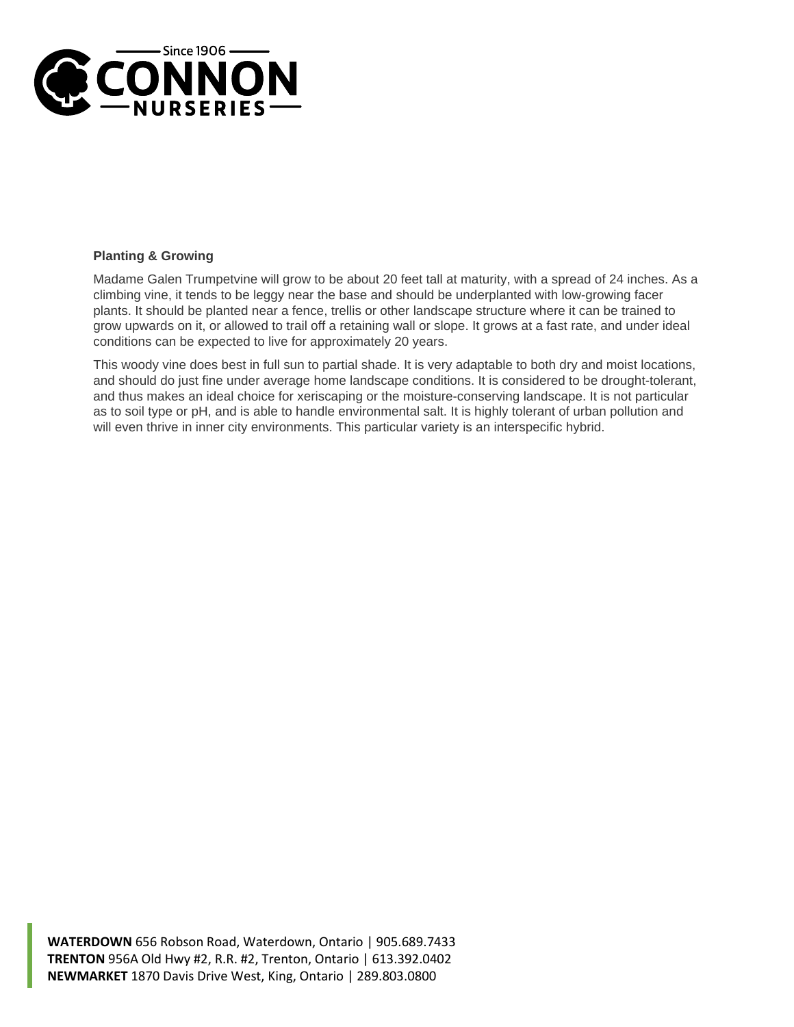### Planting & Growing

Madame Galen Trumpetvine will grow to be about 20 feet tall at maturity, with a spread of 24 inches. As a climbing vine, it tends to be leggy near the base and should be underplanted with low-growing facer plants. It should be planted near a fence, trellis or other landscape structure where it can be trained to grow upwards on it, or allowed to trail off a retaining wall or slope. It grows at a fast rate, and under ideal conditions can be expected to live for approximately 20 years.

This woody vine does best in full sun to partial shade. It is very adaptable to both dry and moist locations, and should do just fine under average home landscape conditions. It is considered to be drought-tolerant, and thus makes an ideal choice for xeriscaping or the moisture-conserving landscape. It is not particular as to soil type or pH, and is able to handle environmental salt. It is highly tolerant of urban pollution and will even thrive in inner city environments. This particular variety is an interspecific hybrid.